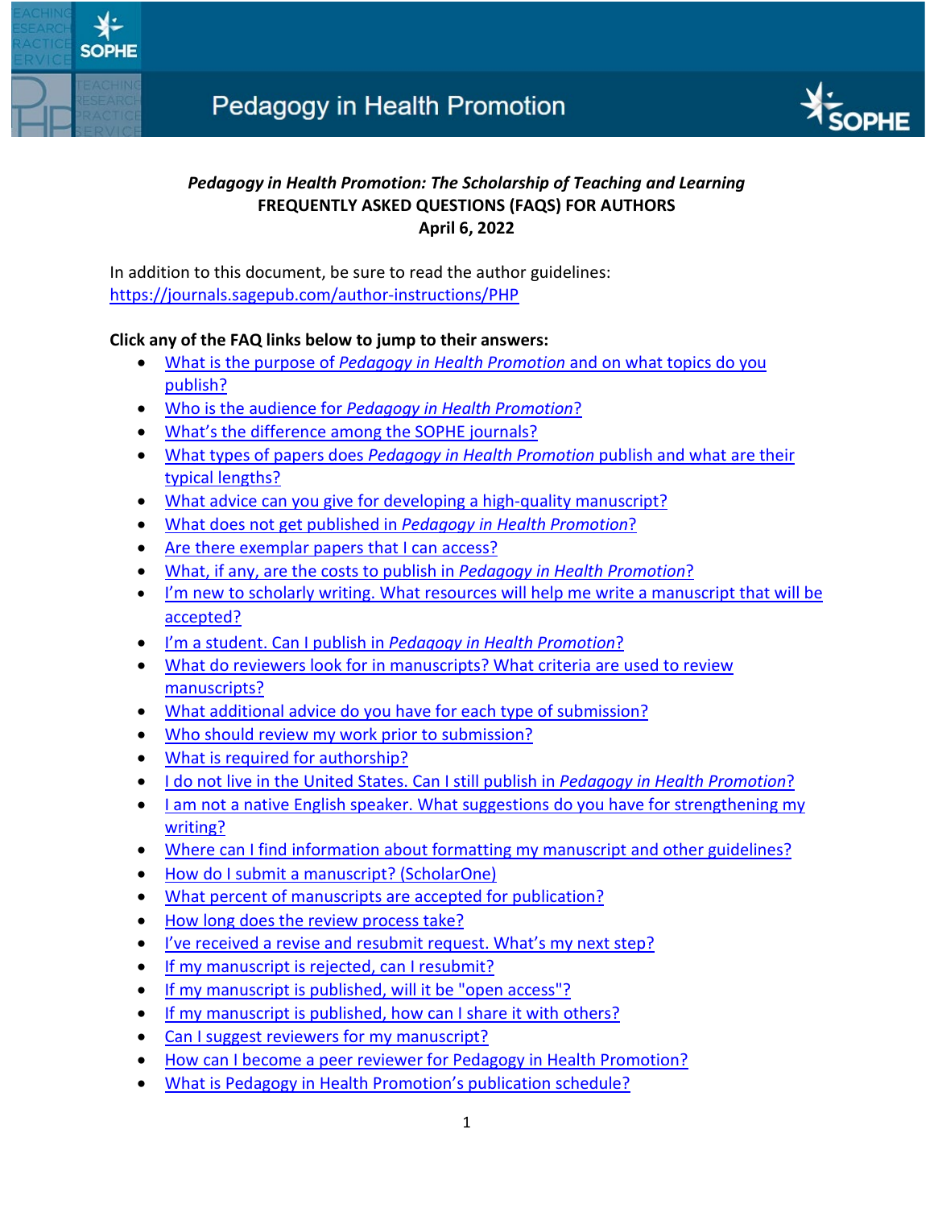# Pedagogy in Health Promotion

***Pedagogy in Health Promotion: The Scholarship of Teaching and Learning***
**FREQUENTLY ASKED QUESTIONS (FAQS) FOR AUTHORS**
**April 6, 2022**

In addition to this document, be sure to read the author guidelines: https://journals.sagepub.com/author-instructions/PHP

**Click any of the FAQ links below to jump to their answers:**

- What is the purpose of *Pedagogy in Health Promotion* and on what topics do you publish?
- Who is the audience for *Pedagogy in Health Promotion*?
- What's the difference among the SOPHE journals?
- What types of papers does *Pedagogy in Health Promotion* publish and what are their typical lengths?
- What advice can you give for developing a high-quality manuscript?
- What does not get published in *Pedagogy in Health Promotion*?
- Are there exemplar papers that I can access?
- What, if any, are the costs to publish in *Pedagogy in Health Promotion*?
- I'm new to scholarly writing. What resources will help me write a manuscript that will be accepted?
- I'm a student. Can I publish in *Pedagogy in Health Promotion*?
- What do reviewers look for in manuscripts? What criteria are used to review manuscripts?
- What additional advice do you have for each type of submission?
- Who should review my work prior to submission?
- What is required for authorship?
- I do not live in the United States. Can I still publish in *Pedagogy in Health Promotion*?
- I am not a native English speaker. What suggestions do you have for strengthening my writing?
- Where can I find information about formatting my manuscript and other guidelines?
- How do I submit a manuscript? (ScholarOne)
- What percent of manuscripts are accepted for publication?
- How long does the review process take?
- I've received a revise and resubmit request. What's my next step?
- If my manuscript is rejected, can I resubmit?
- If my manuscript is published, will it be "open access"?
- If my manuscript is published, how can I share it with others?
- Can I suggest reviewers for my manuscript?
- How can I become a peer reviewer for Pedagogy in Health Promotion?
- What is Pedagogy in Health Promotion's publication schedule?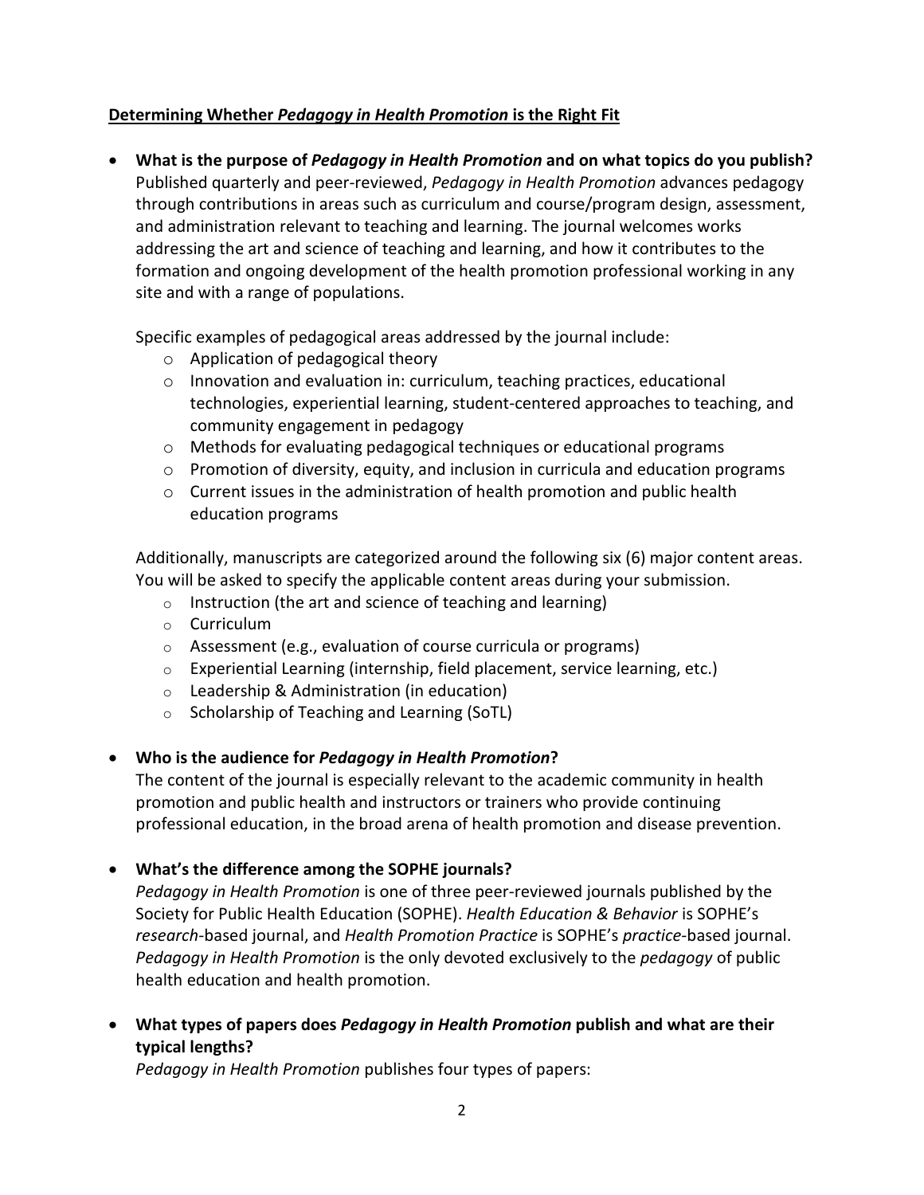## **Determining Whether *Pedagogy in Health Promotion* is the Right Fit**

- **What is the purpose of *Pedagogy in Health Promotion* and on what topics do you publish?**
  Published quarterly and peer-reviewed, *Pedagogy in Health Promotion* advances pedagogy through contributions in areas such as curriculum and course/program design, assessment, and administration relevant to teaching and learning. The journal welcomes works addressing the art and science of teaching and learning, and how it contributes to the formation and ongoing development of the health promotion professional working in any site and with a range of populations.

  Specific examples of pedagogical areas addressed by the journal include:
  - Application of pedagogical theory
  - Innovation and evaluation in: curriculum, teaching practices, educational technologies, experiential learning, student-centered approaches to teaching, and community engagement in pedagogy
  - Methods for evaluating pedagogical techniques or educational programs
  - Promotion of diversity, equity, and inclusion in curricula and education programs
  - Current issues in the administration of health promotion and public health education programs

  Additionally, manuscripts are categorized around the following six (6) major content areas. You will be asked to specify the applicable content areas during your submission.
  - Instruction (the art and science of teaching and learning)
  - Curriculum
  - Assessment (e.g., evaluation of course curricula or programs)
  - Experiential Learning (internship, field placement, service learning, etc.)
  - Leadership & Administration (in education)
  - Scholarship of Teaching and Learning (SoTL)

- **Who is the audience for *Pedagogy in Health Promotion*?**
  The content of the journal is especially relevant to the academic community in health promotion and public health and instructors or trainers who provide continuing professional education, in the broad arena of health promotion and disease prevention.

- **What's the difference among the SOPHE journals?**
  *Pedagogy in Health Promotion* is one of three peer-reviewed journals published by the Society for Public Health Education (SOPHE). *Health Education & Behavior* is SOPHE's *research*-based journal, and *Health Promotion Practice* is SOPHE's *practice*-based journal. *Pedagogy in Health Promotion* is the only devoted exclusively to the *pedagogy* of public health education and health promotion.

- **What types of papers does *Pedagogy in Health Promotion* publish and what are their typical lengths?**
  *Pedagogy in Health Promotion* publishes four types of papers: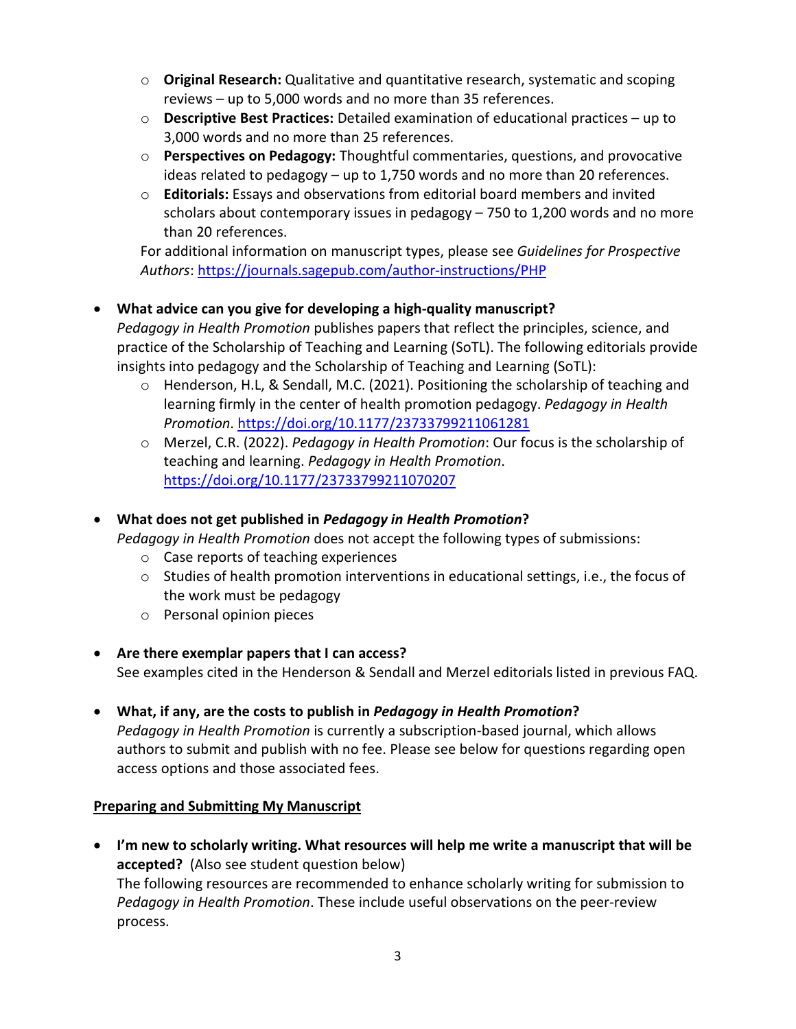- **Original Research:** Qualitative and quantitative research, systematic and scoping reviews – up to 5,000 words and no more than 35 references.
  - **Descriptive Best Practices:** Detailed examination of educational practices – up to 3,000 words and no more than 25 references.
  - **Perspectives on Pedagogy:** Thoughtful commentaries, questions, and provocative ideas related to pedagogy – up to 1,750 words and no more than 20 references.
  - **Editorials:** Essays and observations from editorial board members and invited scholars about contemporary issues in pedagogy – 750 to 1,200 words and no more than 20 references.

  For additional information on manuscript types, please see *Guidelines for Prospective Authors*: https://journals.sagepub.com/author-instructions/PHP

- **What advice can you give for developing a high-quality manuscript?**
  *Pedagogy in Health Promotion* publishes papers that reflect the principles, science, and practice of the Scholarship of Teaching and Learning (SoTL). The following editorials provide insights into pedagogy and the Scholarship of Teaching and Learning (SoTL):
  - Henderson, H.L, & Sendall, M.C. (2021). Positioning the scholarship of teaching and learning firmly in the center of health promotion pedagogy. *Pedagogy in Health Promotion*. https://doi.org/10.1177/23733799211061281
  - Merzel, C.R. (2022). *Pedagogy in Health Promotion*: Our focus is the scholarship of teaching and learning. *Pedagogy in Health Promotion*. https://doi.org/10.1177/23733799211070207

- **What does not get published in *Pedagogy in Health Promotion*?**
  *Pedagogy in Health Promotion* does not accept the following types of submissions:
  - Case reports of teaching experiences
  - Studies of health promotion interventions in educational settings, i.e., the focus of the work must be pedagogy
  - Personal opinion pieces

- **Are there exemplar papers that I can access?**
  See examples cited in the Henderson & Sendall and Merzel editorials listed in previous FAQ.

- **What, if any, are the costs to publish in *Pedagogy in Health Promotion*?**
  *Pedagogy in Health Promotion* is currently a subscription-based journal, which allows authors to submit and publish with no fee. Please see below for questions regarding open access options and those associated fees.

**Preparing and Submitting My Manuscript**

- **I'm new to scholarly writing. What resources will help me write a manuscript that will be accepted?** (Also see student question below)
  The following resources are recommended to enhance scholarly writing for submission to *Pedagogy in Health Promotion*. These include useful observations on the peer-review process.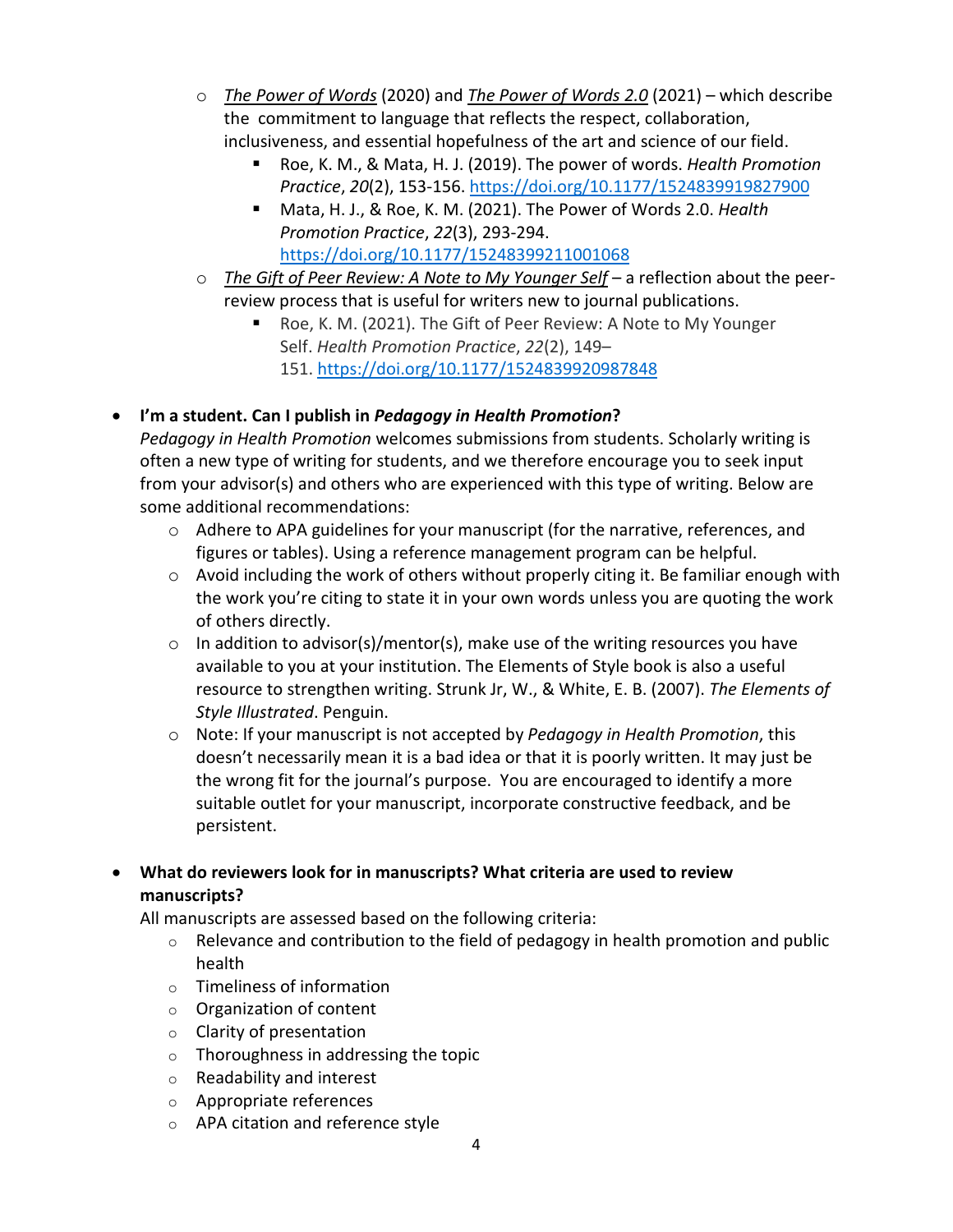- *The Power of Words* (2020) and *The Power of Words 2.0* (2021) – which describe the commitment to language that reflects the respect, collaboration, inclusiveness, and essential hopefulness of the art and science of our field.
  - Roe, K. M., & Mata, H. J. (2019). The power of words. *Health Promotion Practice*, *20*(2), 153-156. https://doi.org/10.1177/1524839919827900
  - Mata, H. J., & Roe, K. M. (2021). The Power of Words 2.0. *Health Promotion Practice*, *22*(3), 293-294. https://doi.org/10.1177/15248399211001068
- *The Gift of Peer Review: A Note to My Younger Self* – a reflection about the peer-review process that is useful for writers new to journal publications.
  - Roe, K. M. (2021). The Gift of Peer Review: A Note to My Younger Self. *Health Promotion Practice*, *22*(2), 149–151. https://doi.org/10.1177/1524839920987848

- **I'm a student. Can I publish in *Pedagogy in Health Promotion*?**
  *Pedagogy in Health Promotion* welcomes submissions from students. Scholarly writing is often a new type of writing for students, and we therefore encourage you to seek input from your advisor(s) and others who are experienced with this type of writing. Below are some additional recommendations:
  - Adhere to APA guidelines for your manuscript (for the narrative, references, and figures or tables). Using a reference management program can be helpful.
  - Avoid including the work of others without properly citing it. Be familiar enough with the work you're citing to state it in your own words unless you are quoting the work of others directly.
  - In addition to advisor(s)/mentor(s), make use of the writing resources you have available to you at your institution. The Elements of Style book is also a useful resource to strengthen writing. Strunk Jr, W., & White, E. B. (2007). *The Elements of Style Illustrated*. Penguin.
  - Note: If your manuscript is not accepted by *Pedagogy in Health Promotion*, this doesn't necessarily mean it is a bad idea or that it is poorly written. It may just be the wrong fit for the journal's purpose. You are encouraged to identify a more suitable outlet for your manuscript, incorporate constructive feedback, and be persistent.

- **What do reviewers look for in manuscripts? What criteria are used to review manuscripts?**
  All manuscripts are assessed based on the following criteria:
  - Relevance and contribution to the field of pedagogy in health promotion and public health
  - Timeliness of information
  - Organization of content
  - Clarity of presentation
  - Thoroughness in addressing the topic
  - Readability and interest
  - Appropriate references
  - APA citation and reference style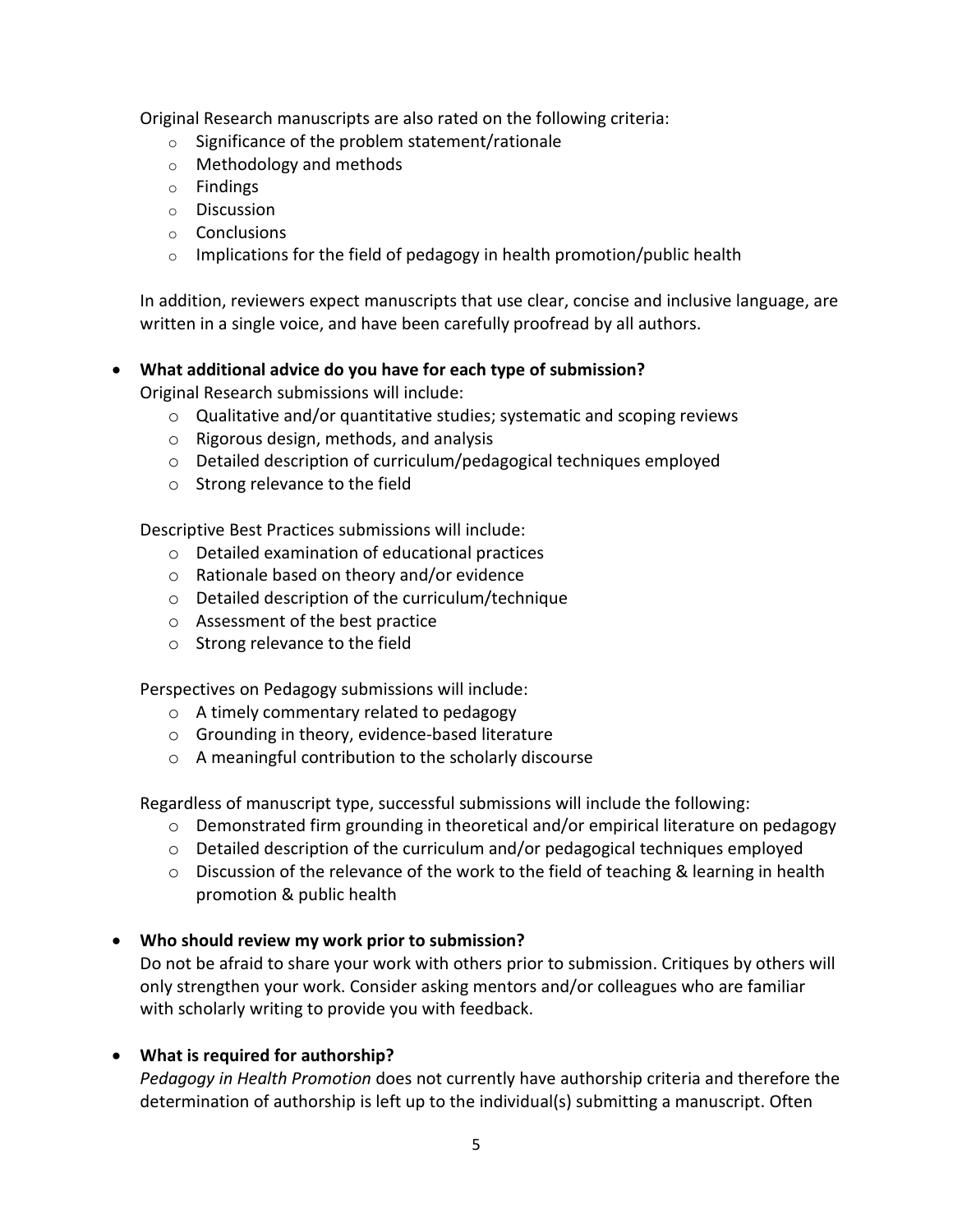Original Research manuscripts are also rated on the following criteria:

- Significance of the problem statement/rationale
- Methodology and methods
- Findings
- Discussion
- Conclusions
- Implications for the field of pedagogy in health promotion/public health

In addition, reviewers expect manuscripts that use clear, concise and inclusive language, are written in a single voice, and have been carefully proofread by all authors.

- **What additional advice do you have for each type of submission?**

  Original Research submissions will include:

  - Qualitative and/or quantitative studies; systematic and scoping reviews
  - Rigorous design, methods, and analysis
  - Detailed description of curriculum/pedagogical techniques employed
  - Strong relevance to the field

  Descriptive Best Practices submissions will include:

  - Detailed examination of educational practices
  - Rationale based on theory and/or evidence
  - Detailed description of the curriculum/technique
  - Assessment of the best practice
  - Strong relevance to the field

  Perspectives on Pedagogy submissions will include:

  - A timely commentary related to pedagogy
  - Grounding in theory, evidence-based literature
  - A meaningful contribution to the scholarly discourse

  Regardless of manuscript type, successful submissions will include the following:

  - Demonstrated firm grounding in theoretical and/or empirical literature on pedagogy
  - Detailed description of the curriculum and/or pedagogical techniques employed
  - Discussion of the relevance of the work to the field of teaching & learning in health promotion & public health

- **Who should review my work prior to submission?**

  Do not be afraid to share your work with others prior to submission. Critiques by others will only strengthen your work. Consider asking mentors and/or colleagues who are familiar with scholarly writing to provide you with feedback.

- **What is required for authorship?**

  *Pedagogy in Health Promotion* does not currently have authorship criteria and therefore the determination of authorship is left up to the individual(s) submitting a manuscript. Often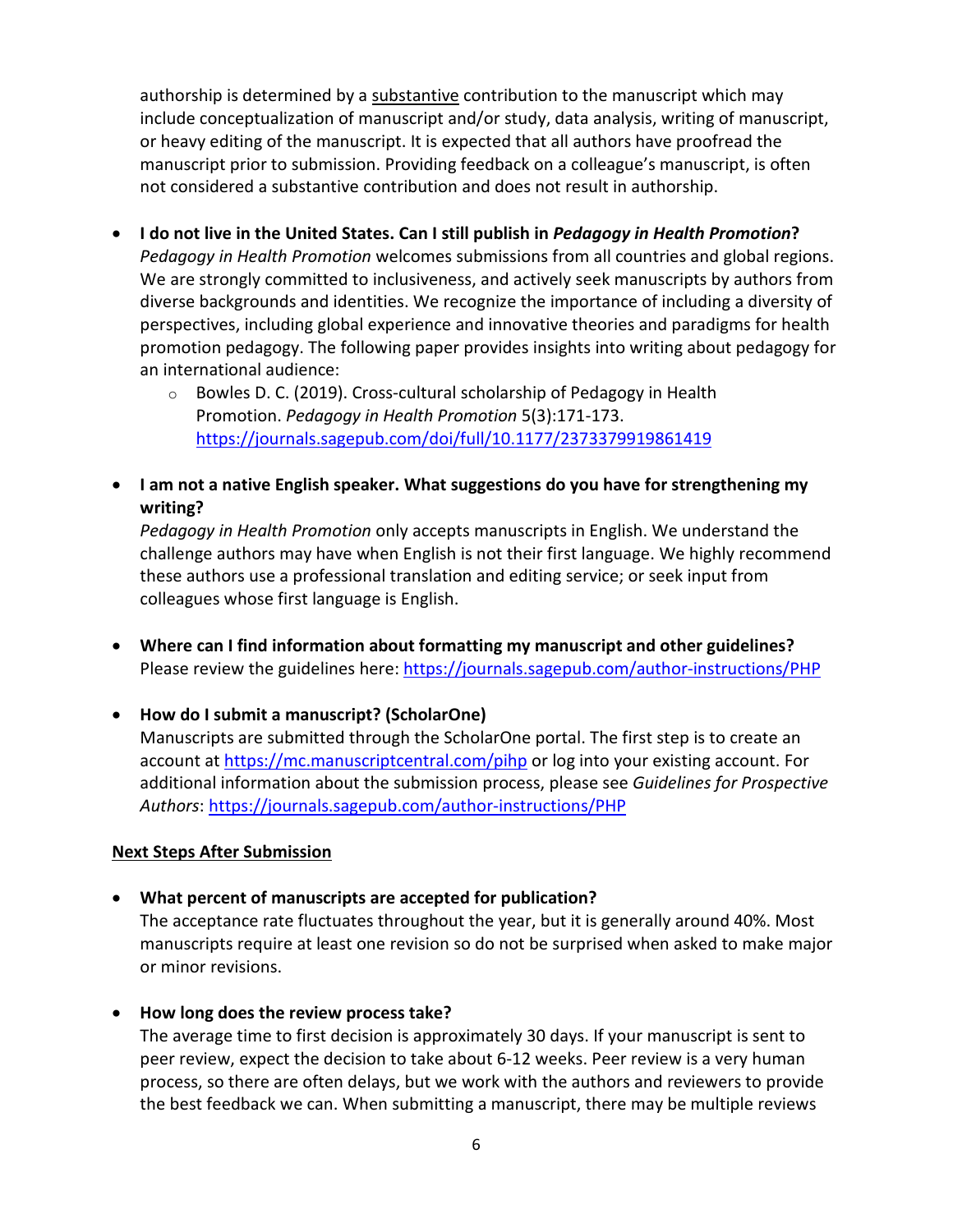authorship is determined by a substantive contribution to the manuscript which may include conceptualization of manuscript and/or study, data analysis, writing of manuscript, or heavy editing of the manuscript. It is expected that all authors have proofread the manuscript prior to submission. Providing feedback on a colleague's manuscript, is often not considered a substantive contribution and does not result in authorship.

- **I do not live in the United States. Can I still publish in *Pedagogy in Health Promotion*?**
  *Pedagogy in Health Promotion* welcomes submissions from all countries and global regions. We are strongly committed to inclusiveness, and actively seek manuscripts by authors from diverse backgrounds and identities. We recognize the importance of including a diversity of perspectives, including global experience and innovative theories and paradigms for health promotion pedagogy. The following paper provides insights into writing about pedagogy for an international audience:
  - Bowles D. C. (2019). Cross-cultural scholarship of Pedagogy in Health Promotion. *Pedagogy in Health Promotion* 5(3):171-173. https://journals.sagepub.com/doi/full/10.1177/2373379919861419

- **I am not a native English speaker. What suggestions do you have for strengthening my writing?**
  *Pedagogy in Health Promotion* only accepts manuscripts in English. We understand the challenge authors may have when English is not their first language. We highly recommend these authors use a professional translation and editing service; or seek input from colleagues whose first language is English.

- **Where can I find information about formatting my manuscript and other guidelines?**
  Please review the guidelines here: https://journals.sagepub.com/author-instructions/PHP

- **How do I submit a manuscript? (ScholarOne)**
  Manuscripts are submitted through the ScholarOne portal. The first step is to create an account at https://mc.manuscriptcentral.com/pihp or log into your existing account. For additional information about the submission process, please see *Guidelines for Prospective Authors*: https://journals.sagepub.com/author-instructions/PHP

## Next Steps After Submission

- **What percent of manuscripts are accepted for publication?**
  The acceptance rate fluctuates throughout the year, but it is generally around 40%. Most manuscripts require at least one revision so do not be surprised when asked to make major or minor revisions.

- **How long does the review process take?**
  The average time to first decision is approximately 30 days. If your manuscript is sent to peer review, expect the decision to take about 6-12 weeks. Peer review is a very human process, so there are often delays, but we work with the authors and reviewers to provide the best feedback we can. When submitting a manuscript, there may be multiple reviews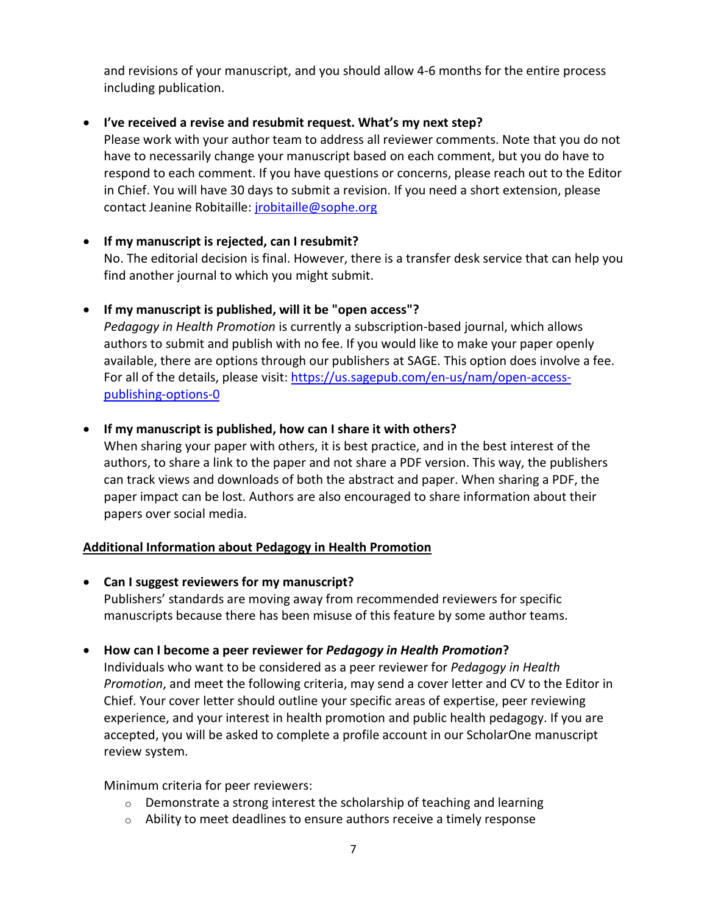and revisions of your manuscript, and you should allow 4-6 months for the entire process including publication.

- **I've received a revise and resubmit request. What's my next step?**
  Please work with your author team to address all reviewer comments. Note that you do not have to necessarily change your manuscript based on each comment, but you do have to respond to each comment. If you have questions or concerns, please reach out to the Editor in Chief. You will have 30 days to submit a revision. If you need a short extension, please contact Jeanine Robitaille: [jrobitaille@sophe.org](mailto:jrobitaille@sophe.org)

- **If my manuscript is rejected, can I resubmit?**
  No. The editorial decision is final. However, there is a transfer desk service that can help you find another journal to which you might submit.

- **If my manuscript is published, will it be "open access"?**
  *Pedagogy in Health Promotion* is currently a subscription-based journal, which allows authors to submit and publish with no fee. If you would like to make your paper openly available, there are options through our publishers at SAGE. This option does involve a fee. For all of the details, please visit: [https://us.sagepub.com/en-us/nam/open-access-publishing-options-0](https://us.sagepub.com/en-us/nam/open-access-publishing-options-0)

- **If my manuscript is published, how can I share it with others?**
  When sharing your paper with others, it is best practice, and in the best interest of the authors, to share a link to the paper and not share a PDF version. This way, the publishers can track views and downloads of both the abstract and paper. When sharing a PDF, the paper impact can be lost. Authors are also encouraged to share information about their papers over social media.

## <u>Additional Information about Pedagogy in Health Promotion</u>

- **Can I suggest reviewers for my manuscript?**
  Publishers' standards are moving away from recommended reviewers for specific manuscripts because there has been misuse of this feature by some author teams.

- **How can I become a peer reviewer for *Pedagogy in Health Promotion*?**
  Individuals who want to be considered as a peer reviewer for *Pedagogy in Health Promotion*, and meet the following criteria, may send a cover letter and CV to the Editor in Chief. Your cover letter should outline your specific areas of expertise, peer reviewing experience, and your interest in health promotion and public health pedagogy. If you are accepted, you will be asked to complete a profile account in our ScholarOne manuscript review system.

  Minimum criteria for peer reviewers:
  - Demonstrate a strong interest the scholarship of teaching and learning
  - Ability to meet deadlines to ensure authors receive a timely response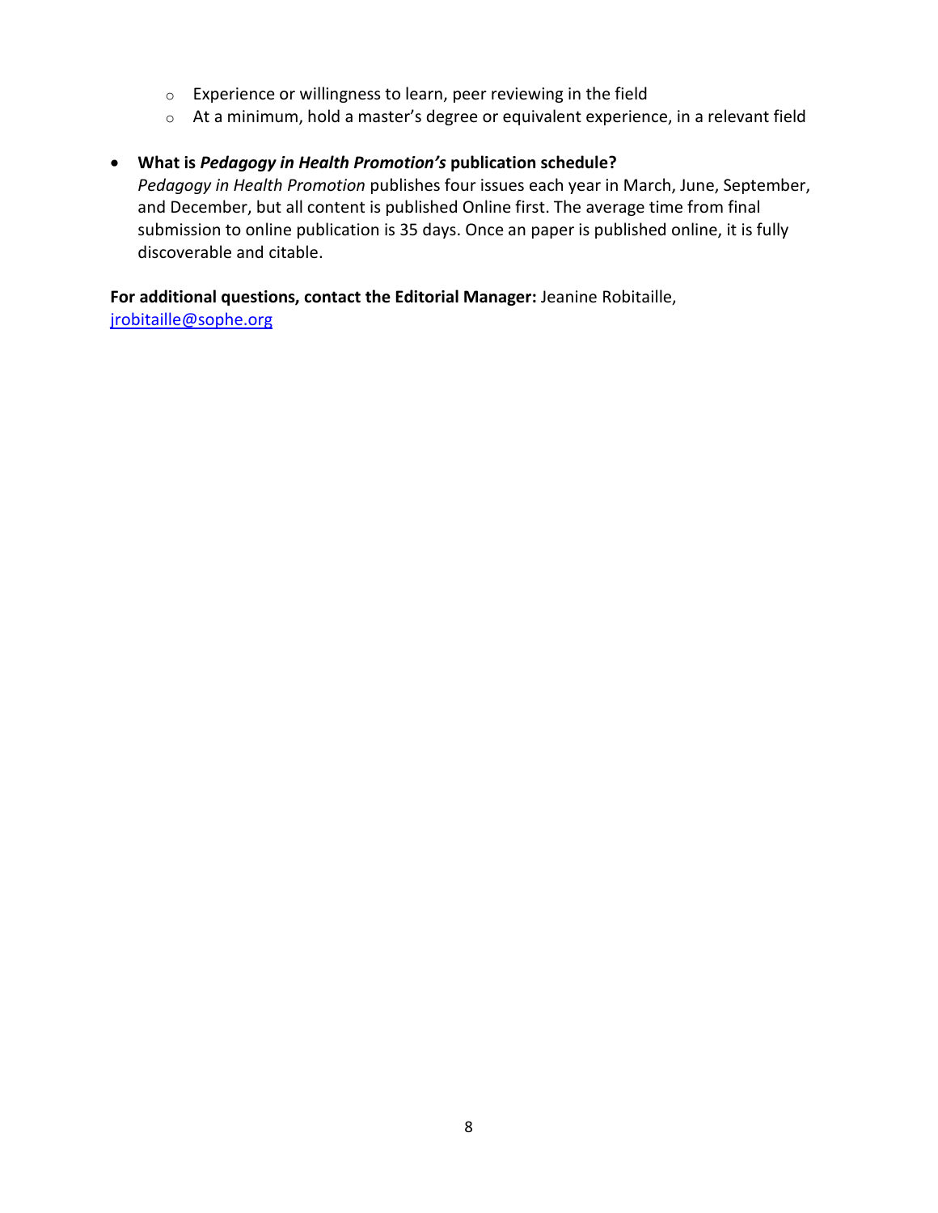- Experience or willingness to learn, peer reviewing in the field
  - At a minimum, hold a master's degree or equivalent experience, in a relevant field

- **What is *Pedagogy in Health Promotion's* publication schedule?**
  *Pedagogy in Health Promotion* publishes four issues each year in March, June, September, and December, but all content is published Online first. The average time from final submission to online publication is 35 days. Once an paper is published online, it is fully discoverable and citable.

**For additional questions, contact the Editorial Manager:** Jeanine Robitaille, jrobitaille@sophe.org